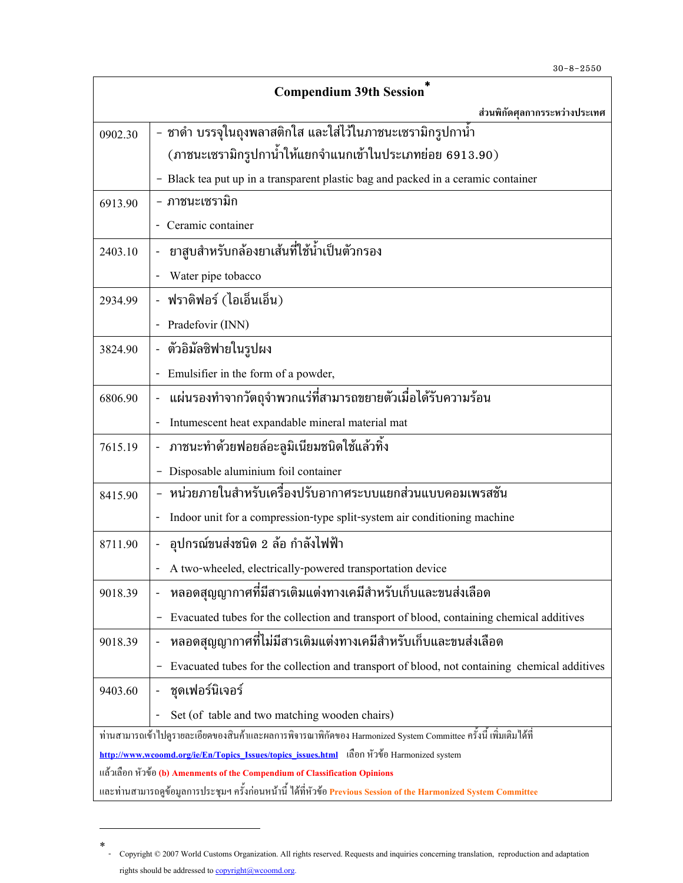30-8-2550

# Compendium 39th Session*

ส่วนพิกัดศุลกากรระหว่างประเทศ

| | |
|---|---|
| 0902.30 | - ชาดำ บรรจุในถุงพลาสติกใส และใส่ไว้ในภาชนะเซรามิกรูปกาน้ำ (ภาชนะเซรามิกรูปกาน้ำให้แยกจำแนกเข้าในประเภทย่อย 6913.90)<br>- Black tea put up in a transparent plastic bag and packed in a ceramic container |
| 6913.90 | - ภาชนะเซรามิก<br>- Ceramic container |
| 2403.10 | - ยาสูบสำหรับกล้องยาเส้นที่ใช้น้ำเป็นตัวกรอง<br>- Water pipe tobacco |
| 2934.99 | - ฟราดิฟอร์ (ไอเอ็นเอ็น)<br>- Pradefovir (INN) |
| 3824.90 | - ตัวอิมัลซิฟายในรูปผง<br>- Emulsifier in the form of a powder, |
| 6806.90 | - แผ่นรองทำจากวัตถุจำพวกแร่ที่สามารถขยายตัวเมื่อได้รับความร้อน<br>- Intumescent heat expandable mineral material mat |
| 7615.19 | - ภาชนะทำด้วยฟอยล์อะลูมิเนียมชนิดใช้แล้วทิ้ง<br>- Disposable aluminium foil container |
| 8415.90 | - หน่วยภายในสำหรับเครื่องปรับอากาศระบบแยกส่วนแบบคอมเพรสชัน<br>- Indoor unit for a compression-type split-system air conditioning machine |
| 8711.90 | - อุปกรณ์ขนส่งชนิด 2 ล้อ กำลังไฟฟ้า<br>- A two-wheeled, electrically-powered transportation device |
| 9018.39 | - หลอดสุญญากาศที่มีสารเติมแต่งทางเคมีสำหรับเก็บและขนส่งเลือด<br>- Evacuated tubes for the collection and transport of blood, containing chemical additives |
| 9018.39 | - หลอดสุญญากาศที่ไม่มีสารเติมแต่งทางเคมีสำหรับเก็บและขนส่งเลือด<br>- Evacuated tubes for the collection and transport of blood, not containing chemical additives |
| 9403.60 | - ชุดเฟอร์นิเจอร์<br>- Set (of table and two matching wooden chairs) |

ท่านสามารถเข้าไปดูรายละเอียดของสินค้าและผลการพิจารณาพิกัดของ Harmonized System Committee ครั้งนี้ เพิ่มเติมได้ที่ http://www.wcoomd.org/ie/En/Topics_Issues/topics_issues.html เลือก หัวข้อ Harmonized system แล้วเลือก หัวข้อ **(b) Amenments of the Compendium of Classification Opinions** และท่านสามารถดูข้อมูลการประชุมฯ ครั้งก่อนหน้านี้ ได้ที่หัวข้อ **Previous Session of the Harmonized System Committee**

---

\* - Copyright © 2007 World Customs Organization. All rights reserved. Requests and inquiries concerning translation, reproduction and adaptation rights should be addressed to copyright@wcoomd.org.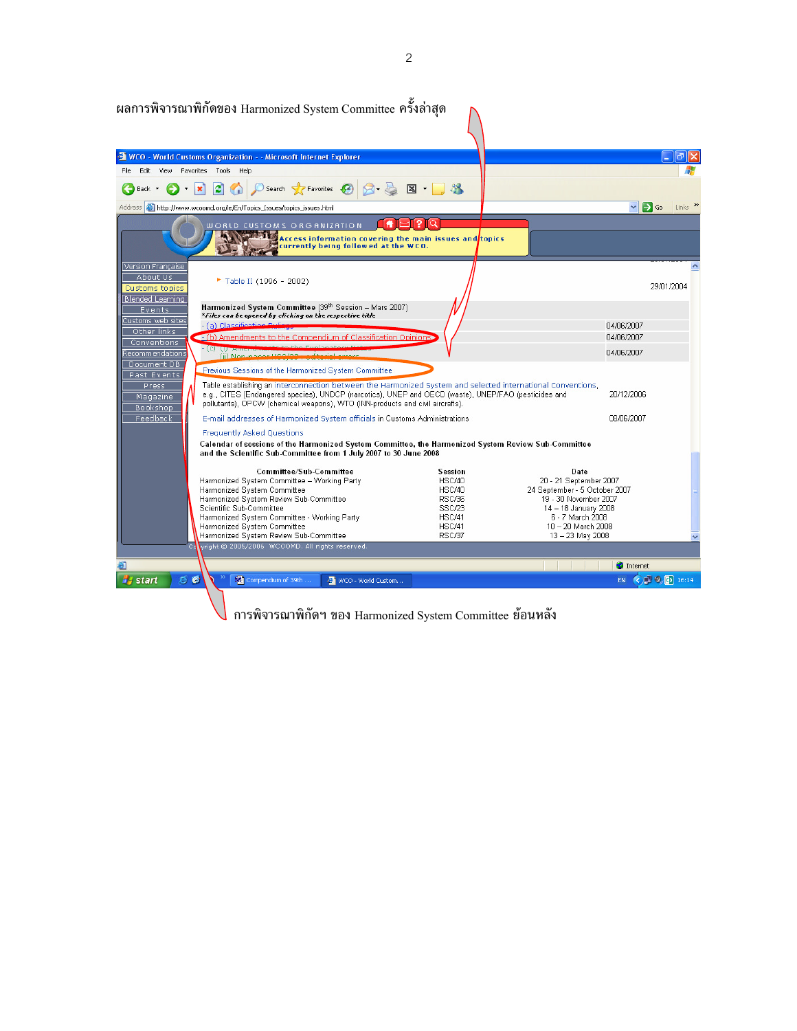ผลการพิจารณาพิกัดของ Harmonized System Committee ครั้งล่าสุด

WCO - World Customs Organization - - Microsoft Internet Explorer

File Edit View Favorites Tools Help

Address http://www.wcoomd.org/ie/En/Topics_Issues/topics_issues.html

WORLD CUSTOMS ORGANIZATION

Access information covering the main issues and topics currently being followed at the WCO.

Version Française
About Us
Customs topics
Blended Learning
Events
Customs web sites
Other links
Conventions
Recommendations
Document DB
Past Events
Press
Magazine
Bookshop
Feedback

Table II (1996 - 2002) 29/01/2004

Harmonized System Committee (39th Session – Mars 2007)
*Files can be opened by clicking on the respective title*

| | |
|---|---|
| - (a) Classification Rulings | 04/06/2007 |
| - (b) Amendments to the Compendium of Classification Opinions | 04/06/2007 |
| - (c) (i) Amendments to the Explanatory Notes (ii) Non-paper HSC/39 – editorial errors | 04/06/2007 |

Previous Sessions of the Harmonized System Committee

Table establishing an interconnection between the Harmonized System and selected international Conventions, e.g., CITES (Endangered species), UNDCP (narcotics), UNEP and OECD (waste), UNEP/FAO (pesticides and pollutants), OPCW (chemical weapons), WTO (ITA-products and civil aircraft). 20/12/2006

E-mail addresses of Harmonized System officials in Customs Administrations 08/06/2007

Frequently Asked Questions

**Calendar of sessions of the Harmonized System Committee, the Harmonized System Review Sub-Committee and the Scientific Sub-Committee from 1 July 2007 to 30 June 2008**

| Committee/Sub-Committee | Session | Date |
|---|---|---|
| Harmonized System Committee – Working Party | HSC/40 | 20 - 21 September 2007 |
| Harmonized System Committee | HSC/40 | 24 September - 5 October 2007 |
| Harmonized System Review Sub-Committee | RSC/36 | 19 - 30 November 2007 |
| Scientific Sub-Committee | SSC/23 | 14 – 18 January 2008 |
| Harmonized System Committee - Working Party | HSC/41 | 6 - 7 March 2008 |
| Harmonized System Committee | HSC/41 | 10 – 20 March 2008 |
| Harmonized System Review Sub-Committee | RSC/37 | 13 – 23 May 2008 |

Copyright © 2005/2006 WCOOMD. All rights reserved.

การพิจารณาพิกัดฯ ของ Harmonized System Committee ย้อนหลัง